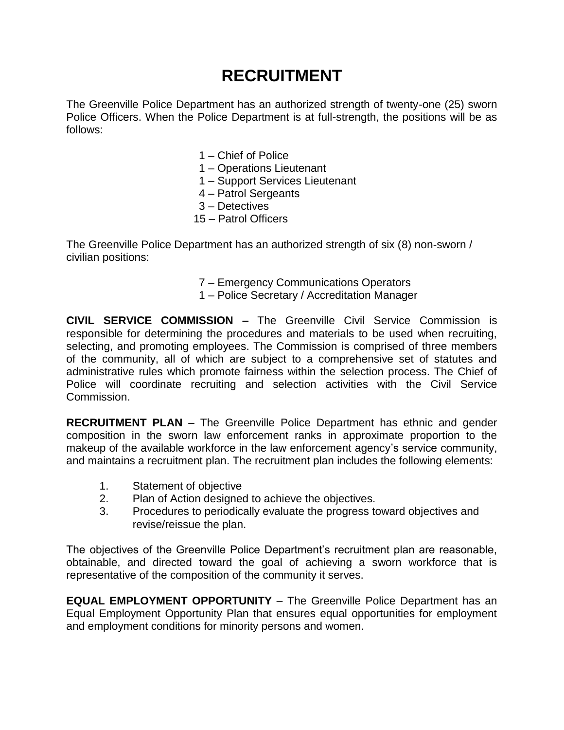# RECRUITMENT

The Greenville Police Department has an authorized strength of twenty-one (25) sworn Police Officers. When the Police Department is at full-strength, the positions will be as follows:

- 1 – Chief of Police
- 1 – Operations Lieutenant
- 1 – Support Services Lieutenant
- 4 – Patrol Sergeants
- 3 – Detectives
- 15 – Patrol Officers

The Greenville Police Department has an authorized strength of six (8) non-sworn / civilian positions:

- 7 – Emergency Communications Operators
- 1 – Police Secretary / Accreditation Manager

**CIVIL SERVICE COMMISSION –** The Greenville Civil Service Commission is responsible for determining the procedures and materials to be used when recruiting, selecting, and promoting employees. The Commission is comprised of three members of the community, all of which are subject to a comprehensive set of statutes and administrative rules which promote fairness within the selection process. The Chief of Police will coordinate recruiting and selection activities with the Civil Service Commission.

**RECRUITMENT PLAN** – The Greenville Police Department has ethnic and gender composition in the sworn law enforcement ranks in approximate proportion to the makeup of the available workforce in the law enforcement agency's service community, and maintains a recruitment plan. The recruitment plan includes the following elements:

1. Statement of objective
2. Plan of Action designed to achieve the objectives.
3. Procedures to periodically evaluate the progress toward objectives and revise/reissue the plan.

The objectives of the Greenville Police Department's recruitment plan are reasonable, obtainable, and directed toward the goal of achieving a sworn workforce that is representative of the composition of the community it serves.

**EQUAL EMPLOYMENT OPPORTUNITY** – The Greenville Police Department has an Equal Employment Opportunity Plan that ensures equal opportunities for employment and employment conditions for minority persons and women.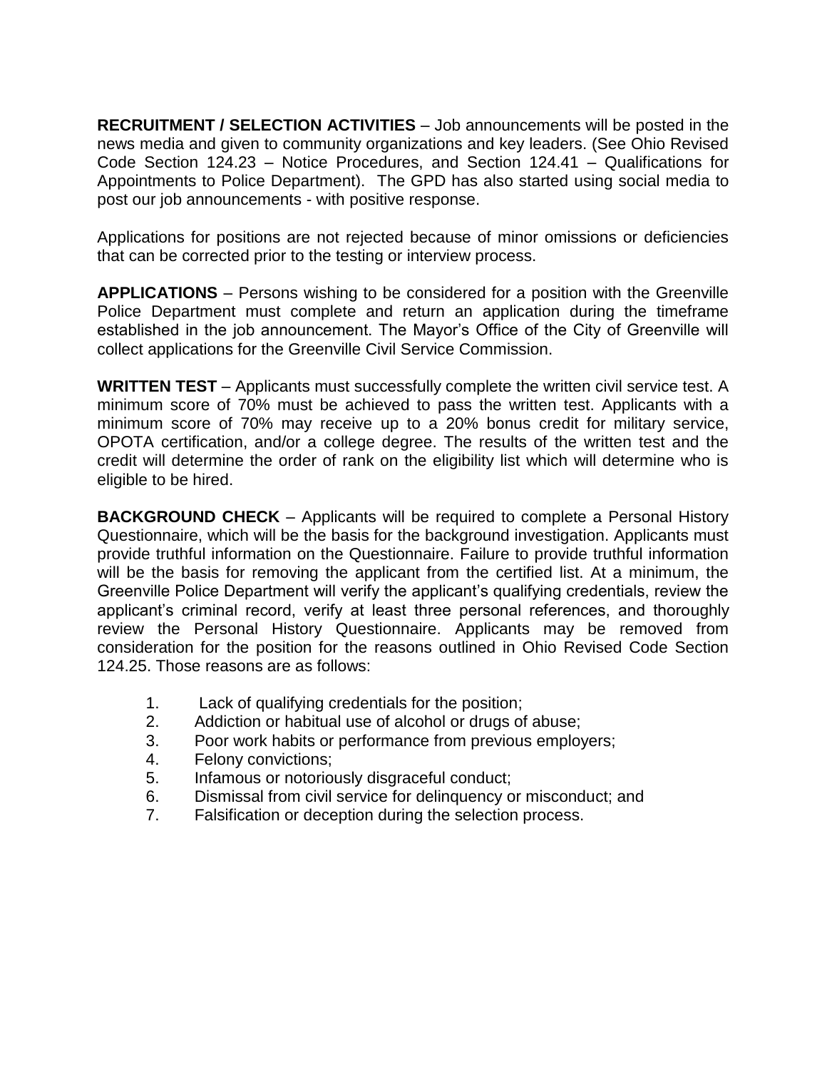**RECRUITMENT / SELECTION ACTIVITIES** – Job announcements will be posted in the news media and given to community organizations and key leaders. (See Ohio Revised Code Section 124.23 – Notice Procedures, and Section 124.41 – Qualifications for Appointments to Police Department). The GPD has also started using social media to post our job announcements - with positive response.

Applications for positions are not rejected because of minor omissions or deficiencies that can be corrected prior to the testing or interview process.

**APPLICATIONS** – Persons wishing to be considered for a position with the Greenville Police Department must complete and return an application during the timeframe established in the job announcement. The Mayor's Office of the City of Greenville will collect applications for the Greenville Civil Service Commission.

**WRITTEN TEST** – Applicants must successfully complete the written civil service test. A minimum score of 70% must be achieved to pass the written test. Applicants with a minimum score of 70% may receive up to a 20% bonus credit for military service, OPOTA certification, and/or a college degree. The results of the written test and the credit will determine the order of rank on the eligibility list which will determine who is eligible to be hired.

**BACKGROUND CHECK** – Applicants will be required to complete a Personal History Questionnaire, which will be the basis for the background investigation. Applicants must provide truthful information on the Questionnaire. Failure to provide truthful information will be the basis for removing the applicant from the certified list. At a minimum, the Greenville Police Department will verify the applicant's qualifying credentials, review the applicant's criminal record, verify at least three personal references, and thoroughly review the Personal History Questionnaire. Applicants may be removed from consideration for the position for the reasons outlined in Ohio Revised Code Section 124.25. Those reasons are as follows:

1. Lack of qualifying credentials for the position;
2. Addiction or habitual use of alcohol or drugs of abuse;
3. Poor work habits or performance from previous employers;
4. Felony convictions;
5. Infamous or notoriously disgraceful conduct;
6. Dismissal from civil service for delinquency or misconduct; and
7. Falsification or deception during the selection process.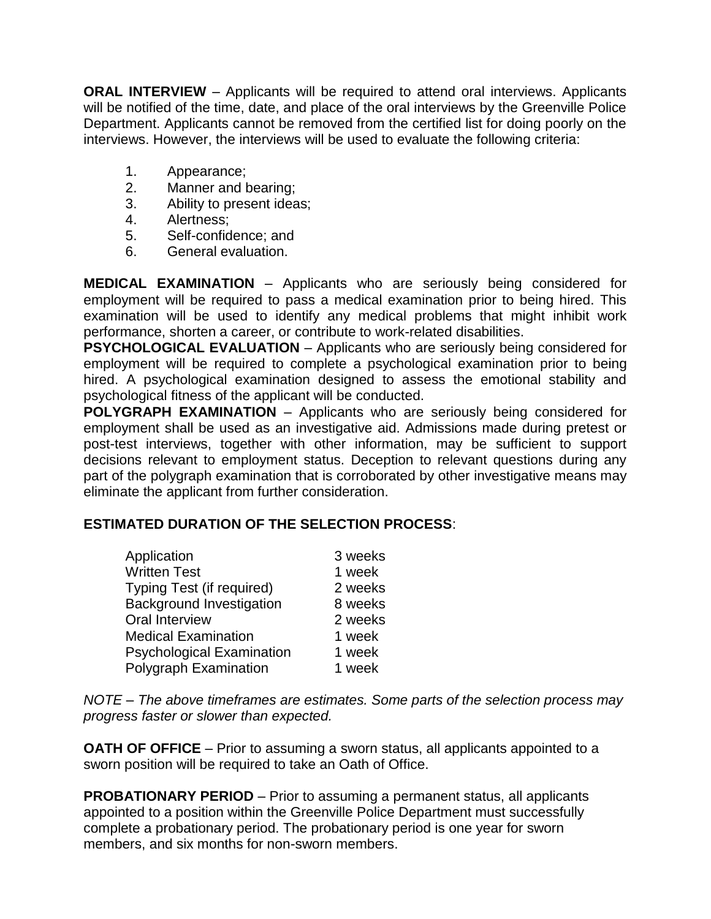**ORAL INTERVIEW** – Applicants will be required to attend oral interviews. Applicants will be notified of the time, date, and place of the oral interviews by the Greenville Police Department. Applicants cannot be removed from the certified list for doing poorly on the interviews. However, the interviews will be used to evaluate the following criteria:

1. Appearance;
2. Manner and bearing;
3. Ability to present ideas;
4. Alertness;
5. Self-confidence; and
6. General evaluation.

**MEDICAL EXAMINATION** – Applicants who are seriously being considered for employment will be required to pass a medical examination prior to being hired. This examination will be used to identify any medical problems that might inhibit work performance, shorten a career, or contribute to work-related disabilities.

**PSYCHOLOGICAL EVALUATION** – Applicants who are seriously being considered for employment will be required to complete a psychological examination prior to being hired. A psychological examination designed to assess the emotional stability and psychological fitness of the applicant will be conducted.

**POLYGRAPH EXAMINATION** – Applicants who are seriously being considered for employment shall be used as an investigative aid. Admissions made during pretest or post-test interviews, together with other information, may be sufficient to support decisions relevant to employment status. Deception to relevant questions during any part of the polygraph examination that is corroborated by other investigative means may eliminate the applicant from further consideration.

**ESTIMATED DURATION OF THE SELECTION PROCESS**:

| | |
|---|---|
| Application | 3 weeks |
| Written Test | 1 week |
| Typing Test (if required) | 2 weeks |
| Background Investigation | 8 weeks |
| Oral Interview | 2 weeks |
| Medical Examination | 1 week |
| Psychological Examination | 1 week |
| Polygraph Examination | 1 week |

*NOTE – The above timeframes are estimates. Some parts of the selection process may progress faster or slower than expected.*

**OATH OF OFFICE** – Prior to assuming a sworn status, all applicants appointed to a sworn position will be required to take an Oath of Office.

**PROBATIONARY PERIOD** – Prior to assuming a permanent status, all applicants appointed to a position within the Greenville Police Department must successfully complete a probationary period. The probationary period is one year for sworn members, and six months for non-sworn members.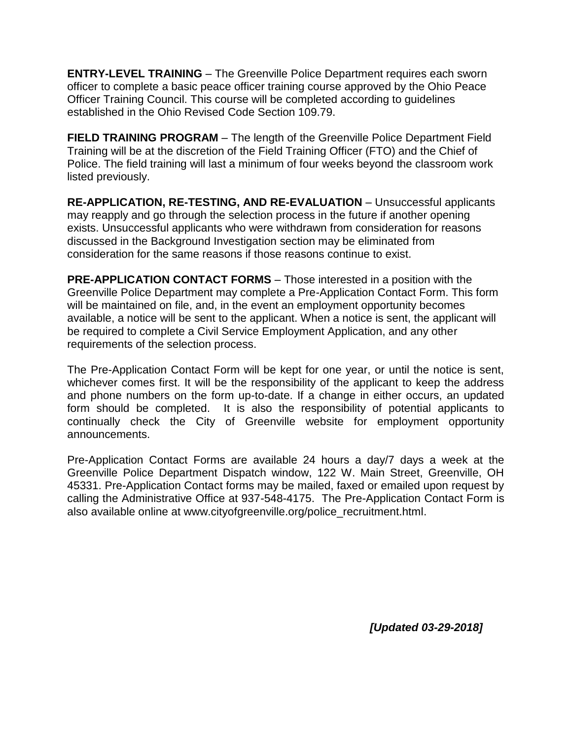**ENTRY-LEVEL TRAINING** – The Greenville Police Department requires each sworn officer to complete a basic peace officer training course approved by the Ohio Peace Officer Training Council. This course will be completed according to guidelines established in the Ohio Revised Code Section 109.79.

**FIELD TRAINING PROGRAM** – The length of the Greenville Police Department Field Training will be at the discretion of the Field Training Officer (FTO) and the Chief of Police. The field training will last a minimum of four weeks beyond the classroom work listed previously.

**RE-APPLICATION, RE-TESTING, AND RE-EVALUATION** – Unsuccessful applicants may reapply and go through the selection process in the future if another opening exists. Unsuccessful applicants who were withdrawn from consideration for reasons discussed in the Background Investigation section may be eliminated from consideration for the same reasons if those reasons continue to exist.

**PRE-APPLICATION CONTACT FORMS** – Those interested in a position with the Greenville Police Department may complete a Pre-Application Contact Form. This form will be maintained on file, and, in the event an employment opportunity becomes available, a notice will be sent to the applicant. When a notice is sent, the applicant will be required to complete a Civil Service Employment Application, and any other requirements of the selection process.

The Pre-Application Contact Form will be kept for one year, or until the notice is sent, whichever comes first. It will be the responsibility of the applicant to keep the address and phone numbers on the form up-to-date. If a change in either occurs, an updated form should be completed. It is also the responsibility of potential applicants to continually check the City of Greenville website for employment opportunity announcements.

Pre-Application Contact Forms are available 24 hours a day/7 days a week at the Greenville Police Department Dispatch window, 122 W. Main Street, Greenville, OH 45331. Pre-Application Contact forms may be mailed, faxed or emailed upon request by calling the Administrative Office at 937-548-4175. The Pre-Application Contact Form is also available online at www.cityofgreenville.org/police_recruitment.html.

***[Updated 03-29-2018]***